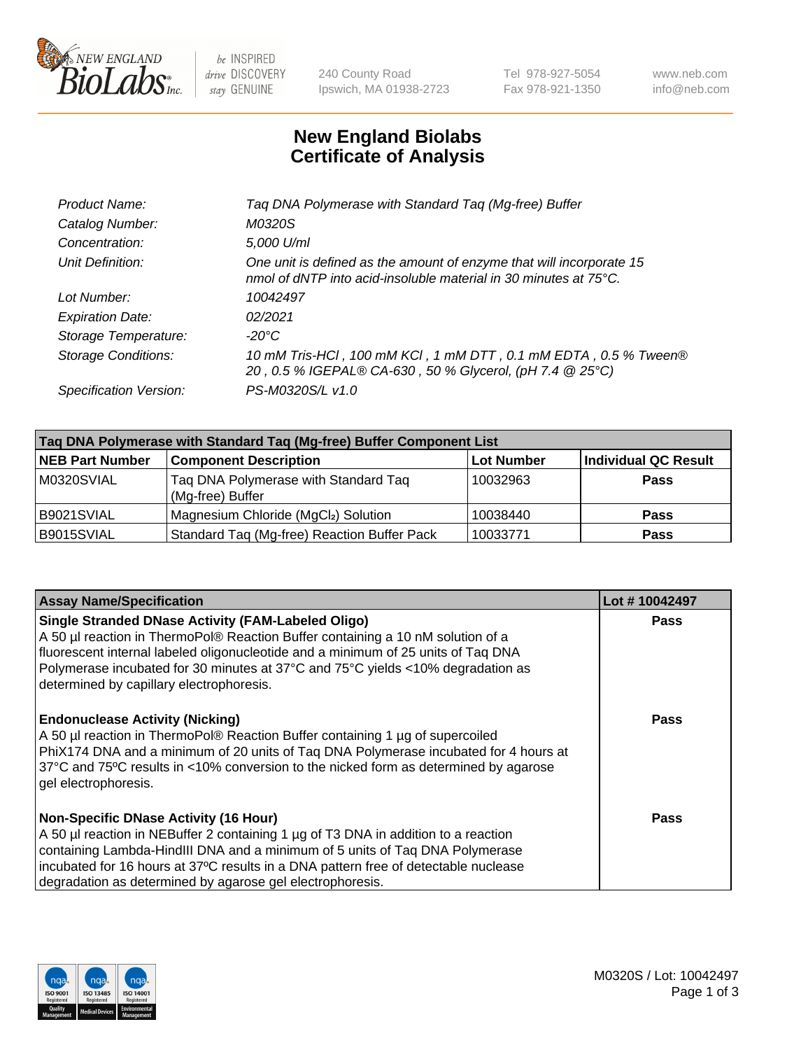New England Biolabs Inc. — be INSPIRED drive DISCOVERY stay GENUINE

240 County Road
Ipswich, MA 01938-2723

Tel 978-927-5054
Fax 978-921-1350

www.neb.com
info@neb.com

# New England Biolabs
# Certificate of Analysis

| | |
|---|---|
| *Product Name:* | *Taq DNA Polymerase with Standard Taq (Mg-free) Buffer* |
| *Catalog Number:* | *M0320S* |
| *Concentration:* | *5,000 U/ml* |
| *Unit Definition:* | *One unit is defined as the amount of enzyme that will incorporate 15 nmol of dNTP into acid-insoluble material in 30 minutes at 75°C.* |
| *Lot Number:* | *10042497* |
| *Expiration Date:* | *02/2021* |
| *Storage Temperature:* | *-20°C* |
| *Storage Conditions:* | *10 mM Tris-HCl , 100 mM KCl , 1 mM DTT , 0.1 mM EDTA , 0.5 % Tween® 20 , 0.5 % IGEPAL® CA-630 , 50 % Glycerol, (pH 7.4 @ 25°C)* |
| *Specification Version:* | *PS-M0320S/L v1.0* |

| Taq DNA Polymerase with Standard Taq (Mg-free) Buffer Component List | | | |
|---|---|---|---|
| **NEB Part Number** | **Component Description** | **Lot Number** | **Individual QC Result** |
| M0320SVIAL | Taq DNA Polymerase with Standard Taq (Mg-free) Buffer | 10032963 | **Pass** |
| B9021SVIAL | Magnesium Chloride ($MgCl_2$) Solution | 10038440 | **Pass** |
| B9015SVIAL | Standard Taq (Mg-free) Reaction Buffer Pack | 10033771 | **Pass** |

| Assay Name/Specification | Lot # 10042497 |
|---|---|
| **Single Stranded DNase Activity (FAM-Labeled Oligo)**<br>A 50 µl reaction in ThermoPol® Reaction Buffer containing a 10 nM solution of a fluorescent internal labeled oligonucleotide and a minimum of 25 units of Taq DNA Polymerase incubated for 30 minutes at 37°C and 75°C yields <10% degradation as determined by capillary electrophoresis. | **Pass** |
| **Endonuclease Activity (Nicking)**<br>A 50 µl reaction in ThermoPol® Reaction Buffer containing 1 µg of supercoiled PhiX174 DNA and a minimum of 20 units of Taq DNA Polymerase incubated for 4 hours at 37°C and 75ºC results in <10% conversion to the nicked form as determined by agarose gel electrophoresis. | **Pass** |
| **Non-Specific DNase Activity (16 Hour)**<br>A 50 µl reaction in NEBuffer 2 containing 1 µg of T3 DNA in addition to a reaction containing Lambda-HindIII DNA and a minimum of 5 units of Taq DNA Polymerase incubated for 16 hours at 37ºC results in a DNA pattern free of detectable nuclease degradation as determined by agarose gel electrophoresis. | **Pass** |

ISO 9001 Registered Quality Management | ISO 13485 Registered Medical Devices | ISO 14001 Registered Environmental Management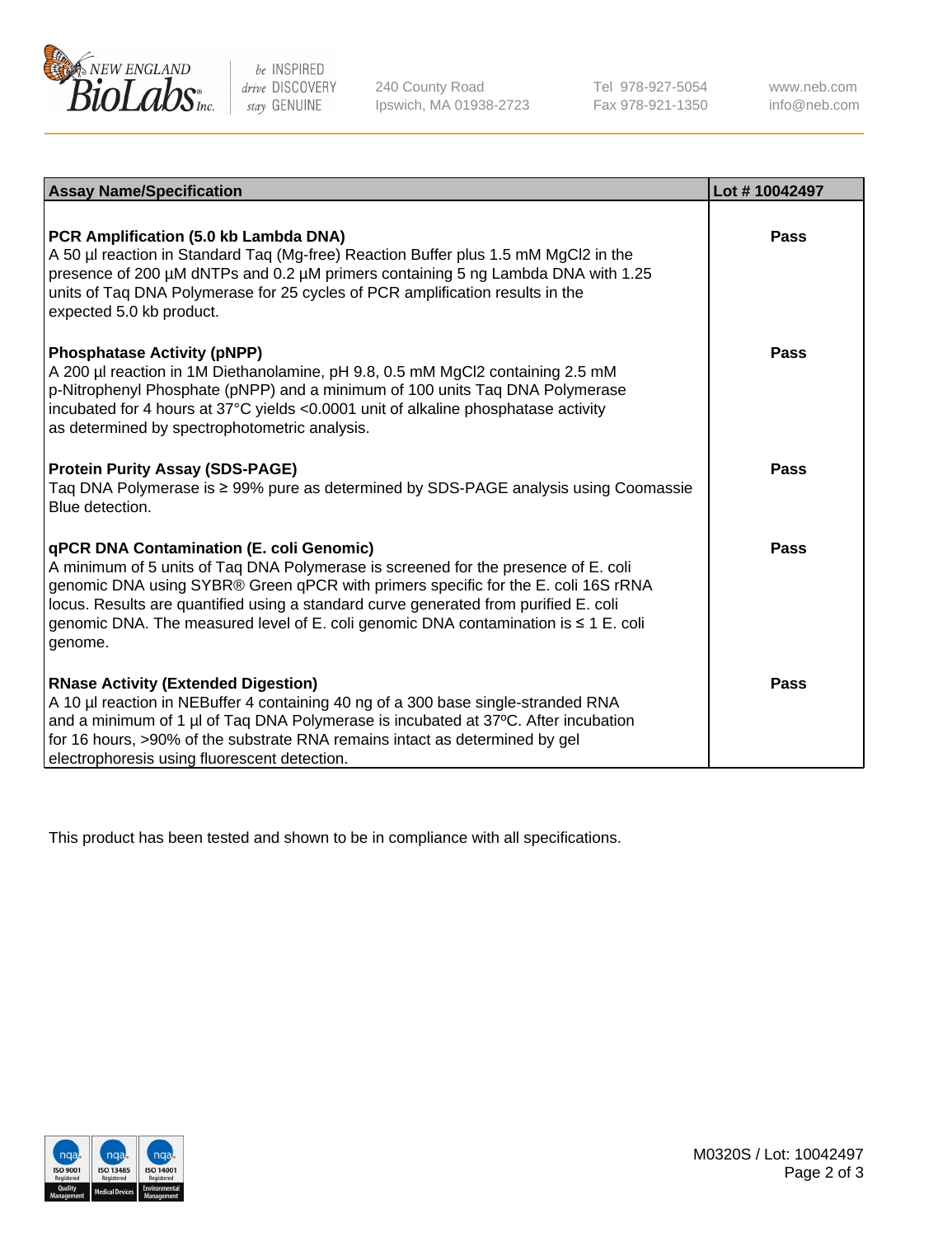| Assay Name/Specification | Lot # 10042497 |
|---|---|
| **PCR Amplification (5.0 kb Lambda DNA)**<br>A 50 µl reaction in Standard Taq (Mg-free) Reaction Buffer plus 1.5 mM $MgCl_2$ in the presence of 200 µM dNTPs and 0.2 µM primers containing 5 ng Lambda DNA with 1.25 units of Taq DNA Polymerase for 25 cycles of PCR amplification results in the expected 5.0 kb product. | Pass |
| **Phosphatase Activity (pNPP)**<br>A 200 µl reaction in 1M Diethanolamine, pH 9.8, 0.5 mM $MgCl_2$ containing 2.5 mM p-Nitrophenyl Phosphate (pNPP) and a minimum of 100 units Taq DNA Polymerase incubated for 4 hours at 37°C yields <0.0001 unit of alkaline phosphatase activity as determined by spectrophotometric analysis. | Pass |
| **Protein Purity Assay (SDS-PAGE)**<br>Taq DNA Polymerase is ≥ 99% pure as determined by SDS-PAGE analysis using Coomassie Blue detection. | Pass |
| **qPCR DNA Contamination (E. coli Genomic)**<br>A minimum of 5 units of Taq DNA Polymerase is screened for the presence of E. coli genomic DNA using SYBR® Green qPCR with primers specific for the E. coli 16S rRNA locus. Results are quantified using a standard curve generated from purified E. coli genomic DNA. The measured level of E. coli genomic DNA contamination is ≤ 1 E. coli genome. | Pass |
| **RNase Activity (Extended Digestion)**<br>A 10 µl reaction in NEBuffer 4 containing 40 ng of a 300 base single-stranded RNA and a minimum of 1 µl of Taq DNA Polymerase is incubated at 37ºC. After incubation for 16 hours, >90% of the substrate RNA remains intact as determined by gel electrophoresis using fluorescent detection. | Pass |

This product has been tested and shown to be in compliance with all specifications.

M0320S / Lot: 10042497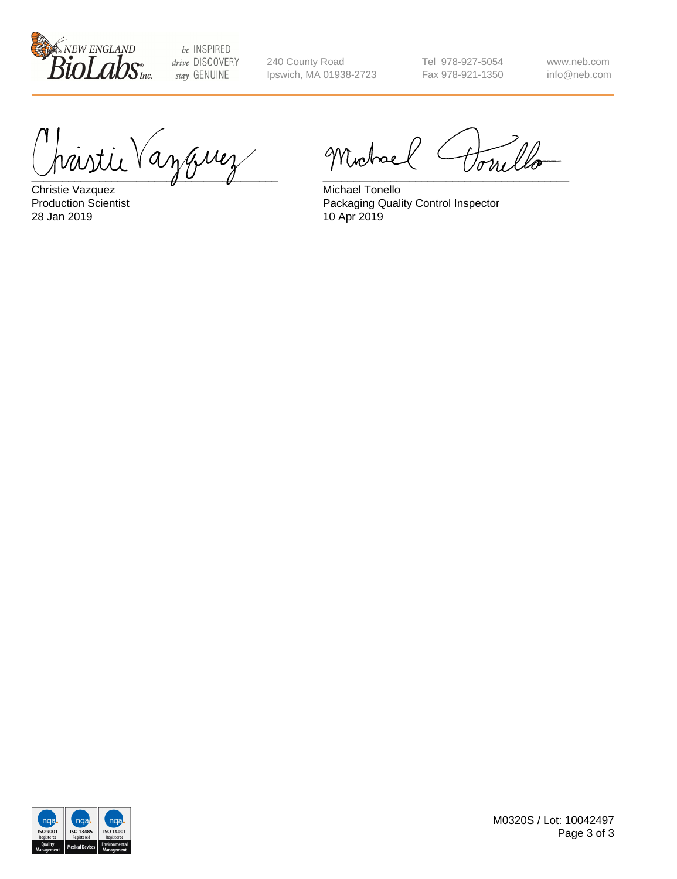240 County Road
Ipswich, MA 01938-2723

Tel 978-927-5054
Fax 978-921-1350

www.neb.com
info@neb.com

Christie Vazquez
Production Scientist
28 Jan 2019

Michael Tonello
Packaging Quality Control Inspector
10 Apr 2019

M0320S / Lot: 10042497